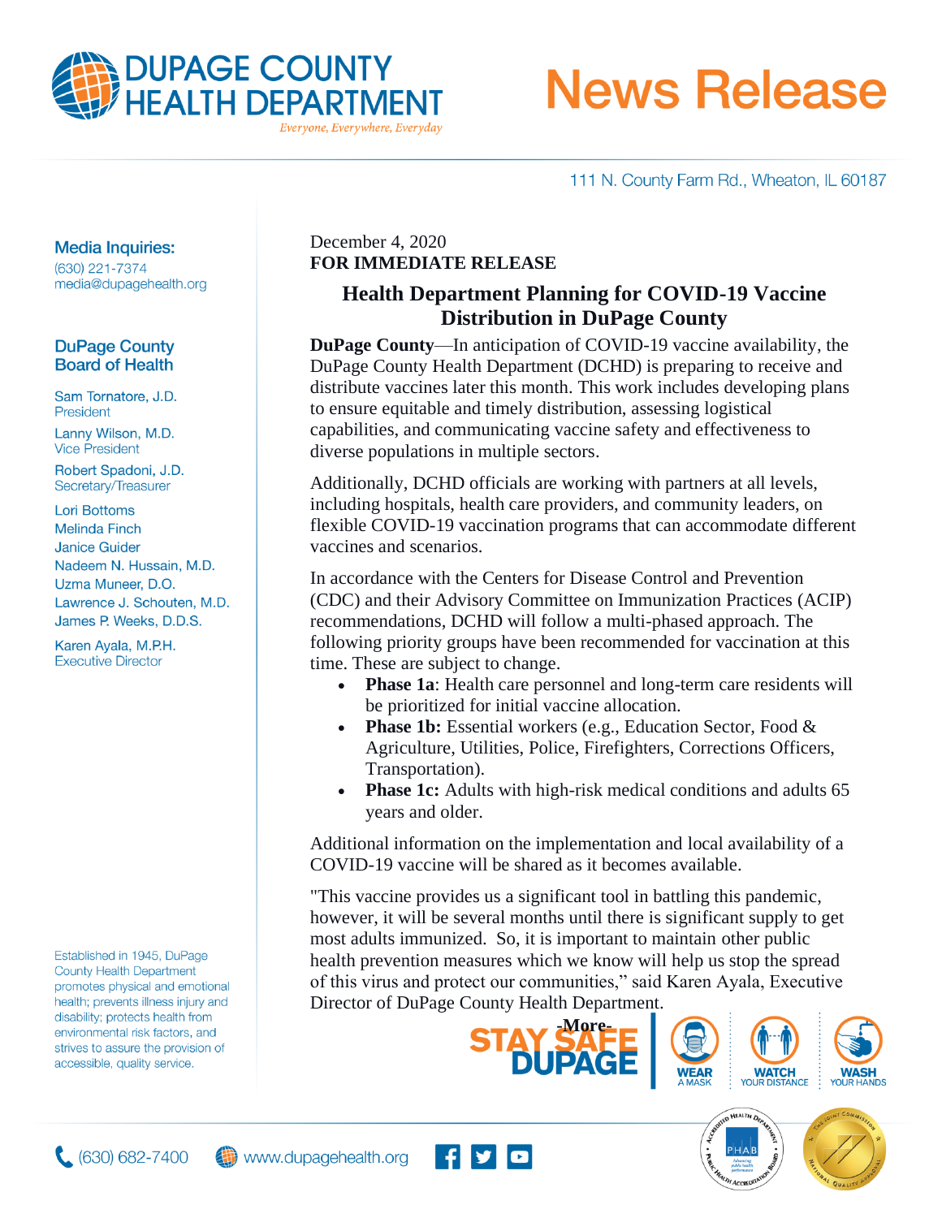# DUPAGE COUNTY HEALTH DEPARTMENT

*Everyone, Everywhere, Everyday*

# News Release

111 N. County Farm Rd., Wheaton, IL 60187

**Media Inquiries:**
(630) 221-7374
media@dupagehealth.org

**DuPage County Board of Health**

Sam Tornatore, J.D.
President

Lanny Wilson, M.D.
Vice President

Robert Spadoni, J.D.
Secretary/Treasurer

Lori Bottoms
Melinda Finch
Janice Guider
Nadeem N. Hussain, M.D.
Uzma Muneer, D.O.
Lawrence J. Schouten, M.D.
James P. Weeks, D.D.S.

Karen Ayala, M.P.H.
Executive Director

Established in 1945, DuPage County Health Department promotes physical and emotional health; prevents illness injury and disability; protects health from environmental risk factors, and strives to assure the provision of accessible, quality service.

December 4, 2020
**FOR IMMEDIATE RELEASE**

## Health Department Planning for COVID-19 Vaccine Distribution in DuPage County

**DuPage County**—In anticipation of COVID-19 vaccine availability, the DuPage County Health Department (DCHD) is preparing to receive and distribute vaccines later this month. This work includes developing plans to ensure equitable and timely distribution, assessing logistical capabilities, and communicating vaccine safety and effectiveness to diverse populations in multiple sectors.

Additionally, DCHD officials are working with partners at all levels, including hospitals, health care providers, and community leaders, on flexible COVID-19 vaccination programs that can accommodate different vaccines and scenarios.

In accordance with the Centers for Disease Control and Prevention (CDC) and their Advisory Committee on Immunization Practices (ACIP) recommendations, DCHD will follow a multi-phased approach. The following priority groups have been recommended for vaccination at this time. These are subject to change.

- **Phase 1a**: Health care personnel and long-term care residents will be prioritized for initial vaccine allocation.
- **Phase 1b:** Essential workers (e.g., Education Sector, Food & Agriculture, Utilities, Police, Firefighters, Corrections Officers, Transportation).
- **Phase 1c:** Adults with high-risk medical conditions and adults 65 years and older.

Additional information on the implementation and local availability of a COVID-19 vaccine will be shared as it becomes available.

"This vaccine provides us a significant tool in battling this pandemic, however, it will be several months until there is significant supply to get most adults immunized. So, it is important to maintain other public health prevention measures which we know will help us stop the spread of this virus and protect our communities," said Karen Ayala, Executive Director of DuPage County Health Department.

-More-

STAY SAFE DUPAGE — WEAR A MASK | WATCH YOUR DISTANCE | WASH YOUR HANDS

(630) 682-7400 www.dupagehealth.org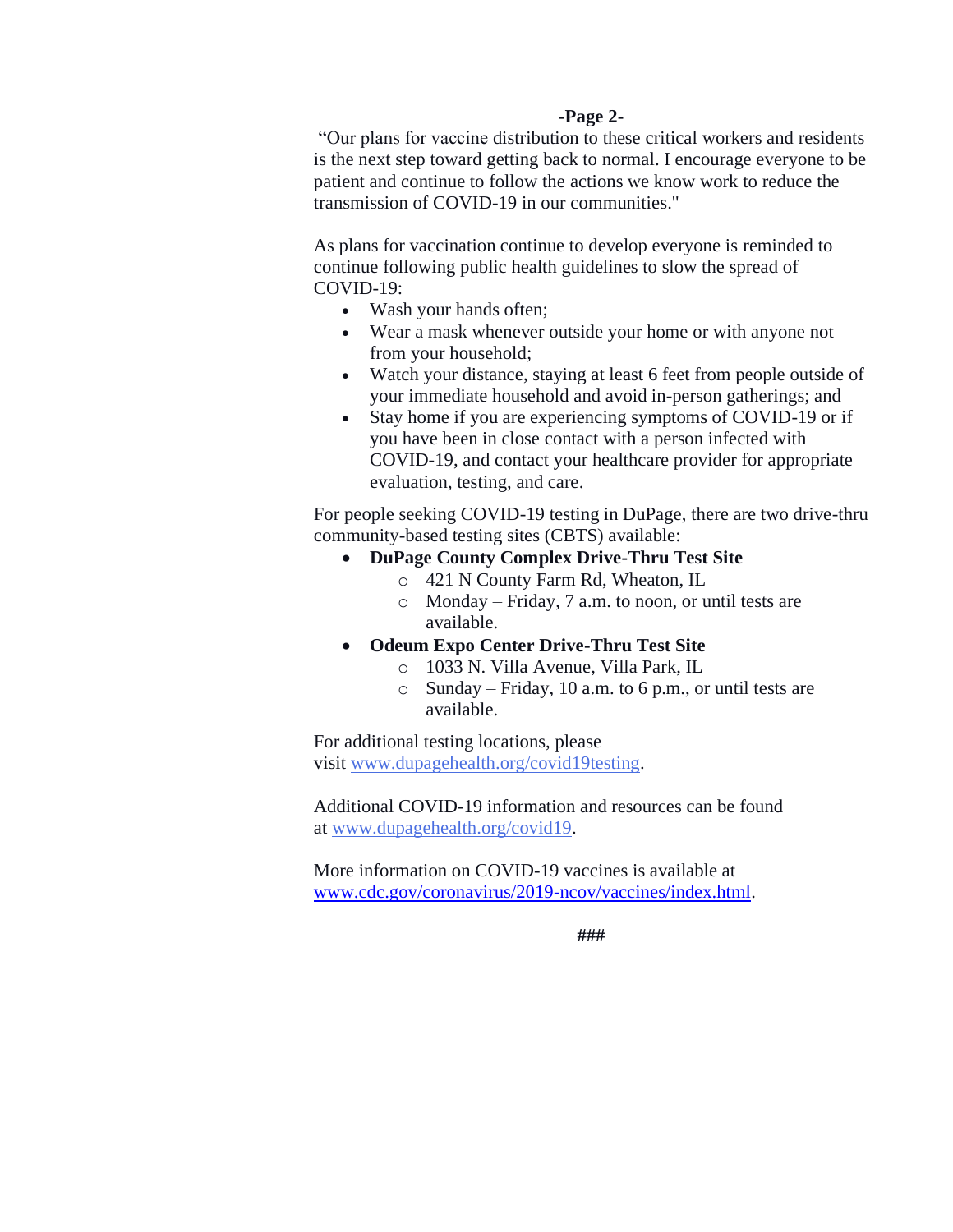"Our plans for vaccine distribution to these critical workers and residents is the next step toward getting back to normal. I encourage everyone to be patient and continue to follow the actions we know work to reduce the transmission of COVID-19 in our communities."

As plans for vaccination continue to develop everyone is reminded to continue following public health guidelines to slow the spread of COVID-19:

- Wash your hands often;
- Wear a mask whenever outside your home or with anyone not from your household;
- Watch your distance, staying at least 6 feet from people outside of your immediate household and avoid in-person gatherings; and
- Stay home if you are experiencing symptoms of COVID-19 or if you have been in close contact with a person infected with COVID-19, and contact your healthcare provider for appropriate evaluation, testing, and care.

For people seeking COVID-19 testing in DuPage, there are two drive-thru community-based testing sites (CBTS) available:

- **DuPage County Complex Drive-Thru Test Site**
  - 421 N County Farm Rd, Wheaton, IL
  - Monday – Friday, 7 a.m. to noon, or until tests are available.
- **Odeum Expo Center Drive-Thru Test Site**
  - 1033 N. Villa Avenue, Villa Park, IL
  - Sunday – Friday, 10 a.m. to 6 p.m., or until tests are available.

For additional testing locations, please visit www.dupagehealth.org/covid19testing.

Additional COVID-19 information and resources can be found at www.dupagehealth.org/covid19.

More information on COVID-19 vaccines is available at www.cdc.gov/coronavirus/2019-ncov/vaccines/index.html.

###